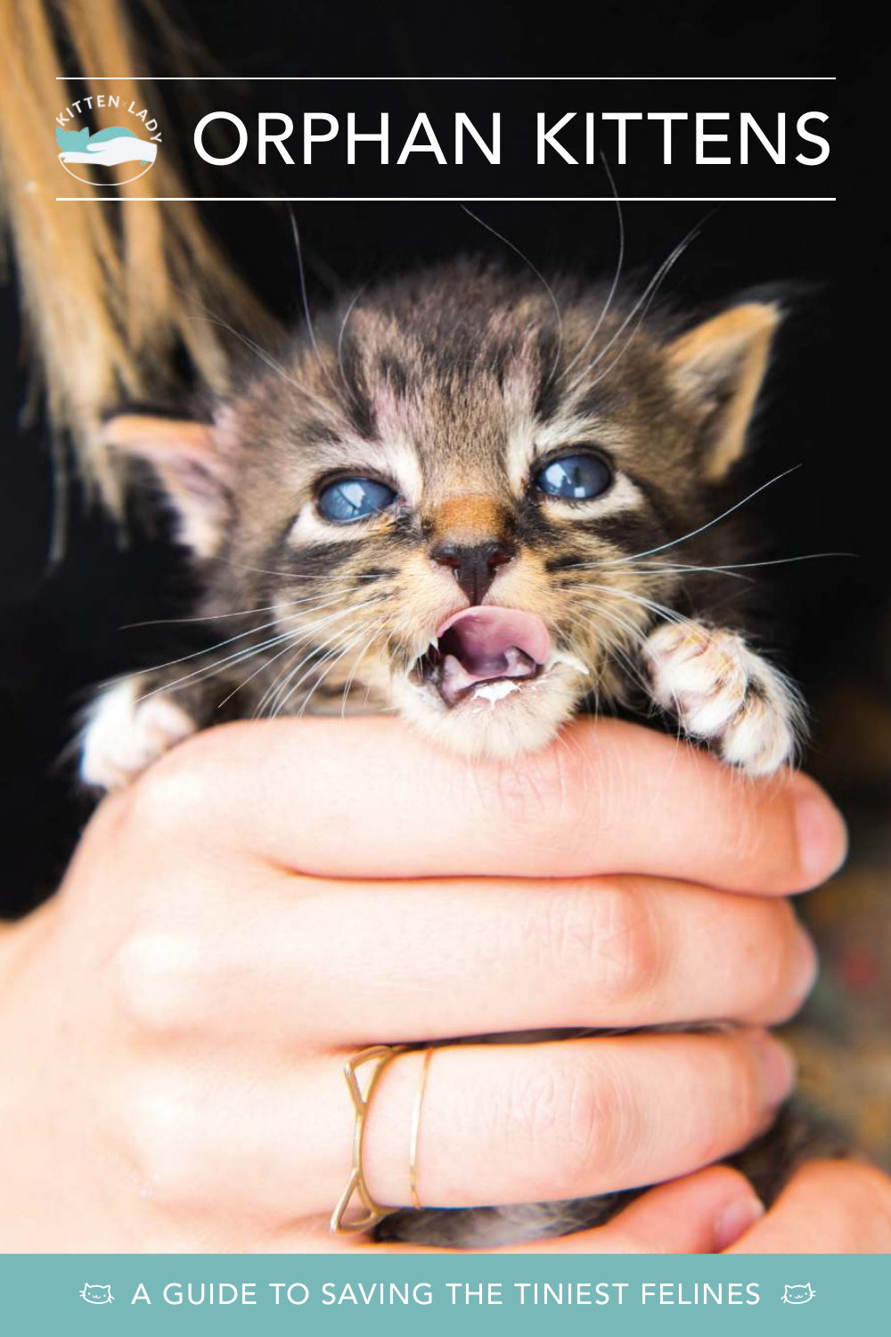# ORPHAN KITTENS

A GUIDE TO SAVING THE TINIEST FELINES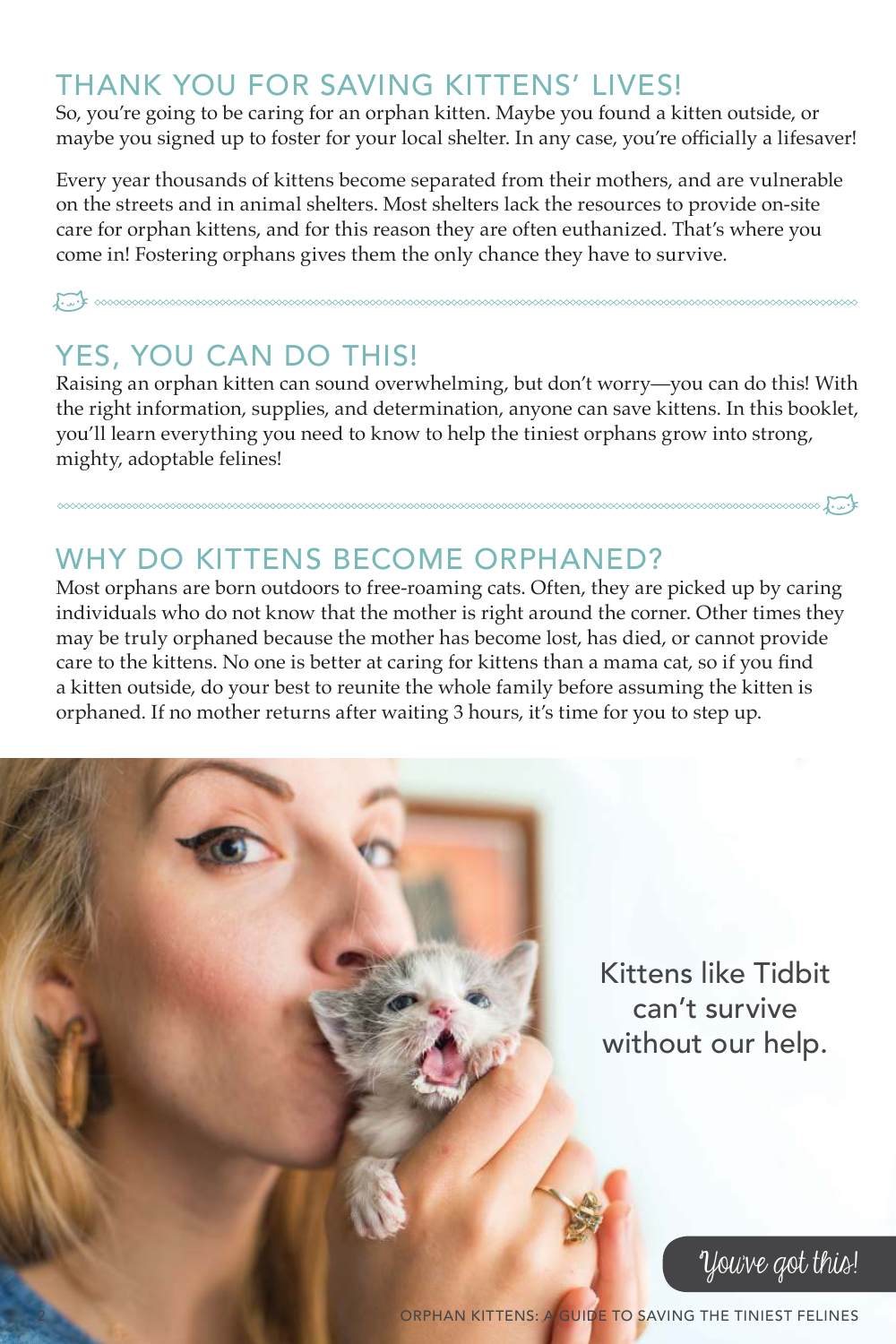## THANK YOU FOR SAVING KITTENS' LIVES!

So, you're going to be caring for an orphan kitten. Maybe you found a kitten outside, or maybe you signed up to foster for your local shelter. In any case, you're officially a lifesaver!

Every year thousands of kittens become separated from their mothers, and are vulnerable on the streets and in animal shelters. Most shelters lack the resources to provide on-site care for orphan kittens, and for this reason they are often euthanized. That's where you come in! Fostering orphans gives them the only chance they have to survive.

## YES, YOU CAN DO THIS!

Raising an orphan kitten can sound overwhelming, but don't worry—you can do this! With the right information, supplies, and determination, anyone can save kittens. In this booklet, you'll learn everything you need to know to help the tiniest orphans grow into strong, mighty, adoptable felines!

## WHY DO KITTENS BECOME ORPHANED?

Most orphans are born outdoors to free-roaming cats. Often, they are picked up by caring individuals who do not know that the mother is right around the corner. Other times they may be truly orphaned because the mother has become lost, has died, or cannot provide care to the kittens. No one is better at caring for kittens than a mama cat, so if you find a kitten outside, do your best to reunite the whole family before assuming the kitten is orphaned. If no mother returns after waiting 3 hours, it's time for you to step up.

Kittens like Tidbit can't survive without our help.

*You've got this!*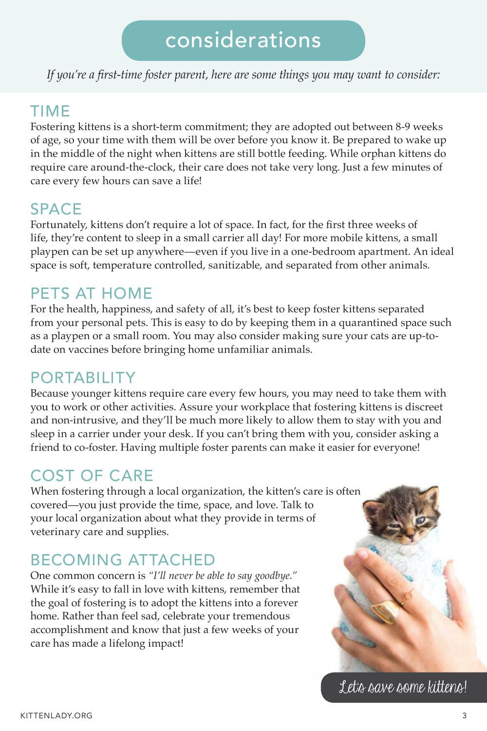# considerations

*If you're a first-time foster parent, here are some things you may want to consider:*

## TIME

Fostering kittens is a short-term commitment; they are adopted out between 8-9 weeks of age, so your time with them will be over before you know it. Be prepared to wake up in the middle of the night when kittens are still bottle feeding. While orphan kittens do require care around-the-clock, their care does not take very long. Just a few minutes of care every few hours can save a life!

## SPACE

Fortunately, kittens don't require a lot of space. In fact, for the first three weeks of life, they're content to sleep in a small carrier all day! For more mobile kittens, a small playpen can be set up anywhere—even if you live in a one-bedroom apartment. An ideal space is soft, temperature controlled, sanitizable, and separated from other animals.

## PETS AT HOME

For the health, happiness, and safety of all, it's best to keep foster kittens separated from your personal pets. This is easy to do by keeping them in a quarantined space such as a playpen or a small room. You may also consider making sure your cats are up-to-date on vaccines before bringing home unfamiliar animals.

## PORTABILITY

Because younger kittens require care every few hours, you may need to take them with you to work or other activities. Assure your workplace that fostering kittens is discreet and non-intrusive, and they'll be much more likely to allow them to stay with you and sleep in a carrier under your desk. If you can't bring them with you, consider asking a friend to co-foster. Having multiple foster parents can make it easier for everyone!

## COST OF CARE

When fostering through a local organization, the kitten's care is often covered—you just provide the time, space, and love. Talk to your local organization about what they provide in terms of veterinary care and supplies.

## BECOMING ATTACHED

One common concern is *"I'll never be able to say goodbye."* While it's easy to fall in love with kittens, remember that the goal of fostering is to adopt the kittens into a forever home. Rather than feel sad, celebrate your tremendous accomplishment and know that just a few weeks of your care has made a lifelong impact!

Let's save some kittens!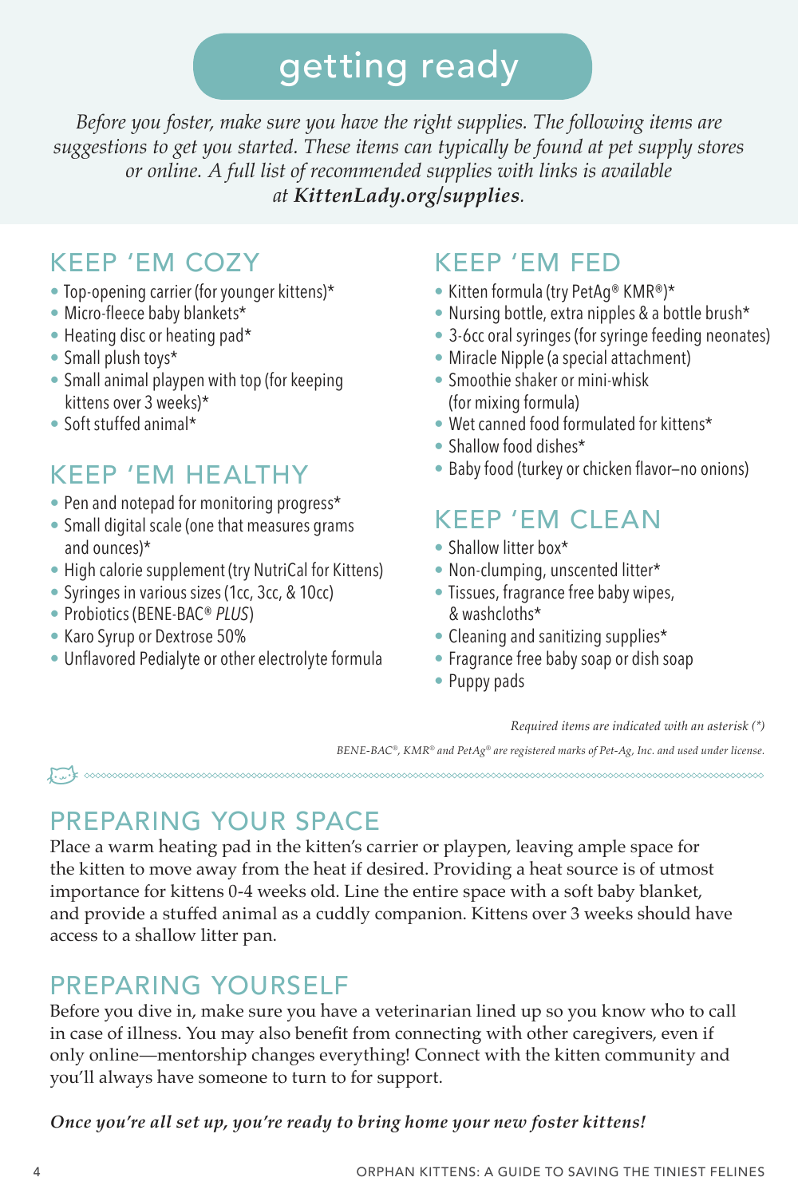# getting ready

*Before you foster, make sure you have the right supplies. The following items are suggestions to get you started. These items can typically be found at pet supply stores or online. A full list of recommended supplies with links is available at **KittenLady.org/supplies**.*

## KEEP 'EM COZY

- Top-opening carrier (for younger kittens)*
- Micro-fleece baby blankets*
- Heating disc or heating pad*
- Small plush toys*
- Small animal playpen with top (for keeping kittens over 3 weeks)*
- Soft stuffed animal*

## KEEP 'EM HEALTHY

- Pen and notepad for monitoring progress*
- Small digital scale (one that measures grams and ounces)*
- High calorie supplement (try NutriCal for Kittens)
- Syringes in various sizes (1cc, 3cc, & 10cc)
- Probiotics (BENE-BAC® *PLUS*)
- Karo Syrup or Dextrose 50%
- Unflavored Pedialyte or other electrolyte formula

## KEEP 'EM FED

- Kitten formula (try PetAg® KMR®)*
- Nursing bottle, extra nipples & a bottle brush*
- 3-6cc oral syringes (for syringe feeding neonates)
- Miracle Nipple (a special attachment)
- Smoothie shaker or mini-whisk (for mixing formula)
- Wet canned food formulated for kittens*
- Shallow food dishes*
- Baby food (turkey or chicken flavor–no onions)

## KEEP 'EM CLEAN

- Shallow litter box*
- Non-clumping, unscented litter*
- Tissues, fragrance free baby wipes, & washcloths*
- Cleaning and sanitizing supplies*
- Fragrance free baby soap or dish soap
- Puppy pads

*Required items are indicated with an asterisk (*)*

*BENE-BAC®, KMR® and PetAg® are registered marks of Pet-Ag, Inc. and used under license.*

## PREPARING YOUR SPACE

Place a warm heating pad in the kitten's carrier or playpen, leaving ample space for the kitten to move away from the heat if desired. Providing a heat source is of utmost importance for kittens 0-4 weeks old. Line the entire space with a soft baby blanket, and provide a stuffed animal as a cuddly companion. Kittens over 3 weeks should have access to a shallow litter pan.

## PREPARING YOURSELF

Before you dive in, make sure you have a veterinarian lined up so you know who to call in case of illness. You may also benefit from connecting with other caregivers, even if only online—mentorship changes everything! Connect with the kitten community and you'll always have someone to turn to for support.

***Once you're all set up, you're ready to bring home your new foster kittens!***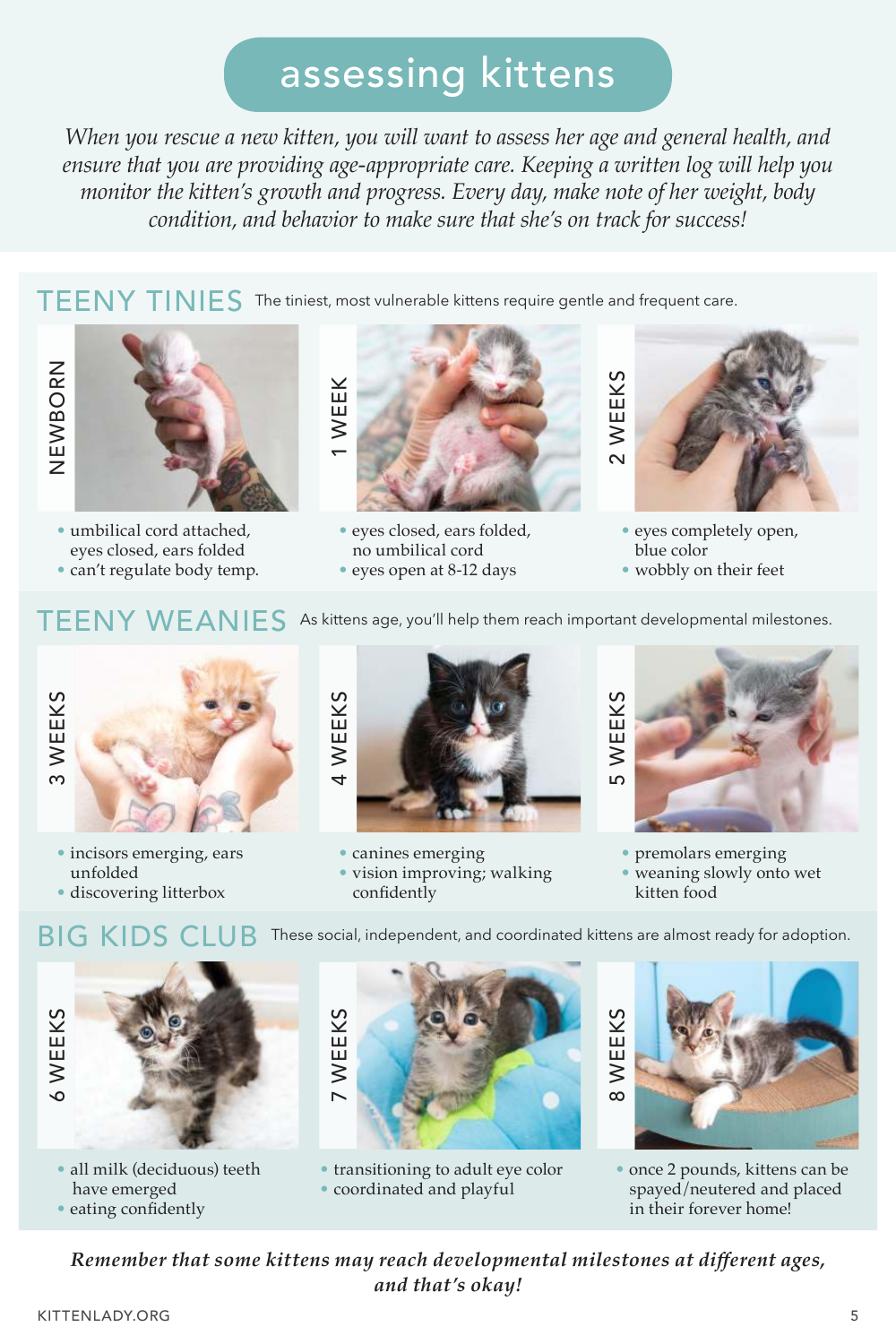# assessing kittens

*When you rescue a new kitten, you will want to assess her age and general health, and ensure that you are providing age-appropriate care. Keeping a written log will help you monitor the kitten's growth and progress. Every day, make note of her weight, body condition, and behavior to make sure that she's on track for success!*

## TEENY TINIES

The tiniest, most vulnerable kittens require gentle and frequent care.

### NEWBORN

- umbilical cord attached, eyes closed, ears folded
- can't regulate body temp.

### 1 WEEK

- eyes closed, ears folded, no umbilical cord
- eyes open at 8-12 days

### 2 WEEKS

- eyes completely open, blue color
- wobbly on their feet

## TEENY WEANIES

As kittens age, you'll help them reach important developmental milestones.

### 3 WEEKS

- incisors emerging, ears unfolded
- discovering litterbox

### 4 WEEKS

- canines emerging
- vision improving; walking confidently

### 5 WEEKS

- premolars emerging
- weaning slowly onto wet kitten food

## BIG KIDS CLUB

These social, independent, and coordinated kittens are almost ready for adoption.

### 6 WEEKS

- all milk (deciduous) teeth have emerged
- eating confidently

### 7 WEEKS

- transitioning to adult eye color
- coordinated and playful

### 8 WEEKS

- once 2 pounds, kittens can be spayed/neutered and placed in their forever home!

***Remember that some kittens may reach developmental milestones at different ages, and that's okay!***

KITTENLADY.ORG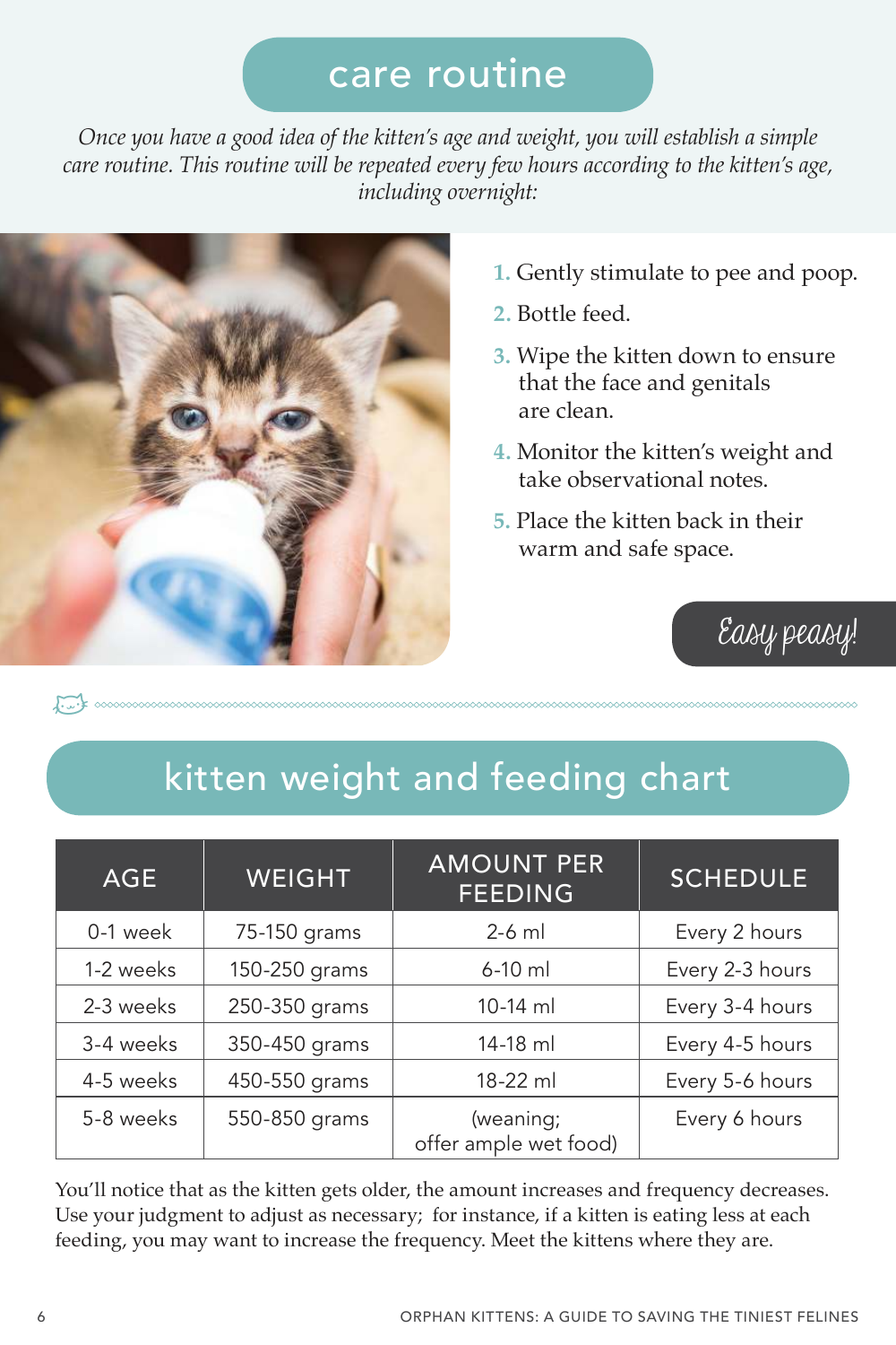## care routine

*Once you have a good idea of the kitten's age and weight, you will establish a simple care routine. This routine will be repeated every few hours according to the kitten's age, including overnight:*

1. Gently stimulate to pee and poop.
2. Bottle feed.
3. Wipe the kitten down to ensure that the face and genitals are clean.
4. Monitor the kitten's weight and take observational notes.
5. Place the kitten back in their warm and safe space.

*Easy peasy!*

## kitten weight and feeding chart

| AGE | WEIGHT | AMOUNT PER FEEDING | SCHEDULE |
|---|---|---|---|
| 0-1 week | 75-150 grams | 2-6 ml | Every 2 hours |
| 1-2 weeks | 150-250 grams | 6-10 ml | Every 2-3 hours |
| 2-3 weeks | 250-350 grams | 10-14 ml | Every 3-4 hours |
| 3-4 weeks | 350-450 grams | 14-18 ml | Every 4-5 hours |
| 4-5 weeks | 450-550 grams | 18-22 ml | Every 5-6 hours |
| 5-8 weeks | 550-850 grams | (weaning; offer ample wet food) | Every 6 hours |

You'll notice that as the kitten gets older, the amount increases and frequency decreases. Use your judgment to adjust as necessary; for instance, if a kitten is eating less at each feeding, you may want to increase the frequency. Meet the kittens where they are.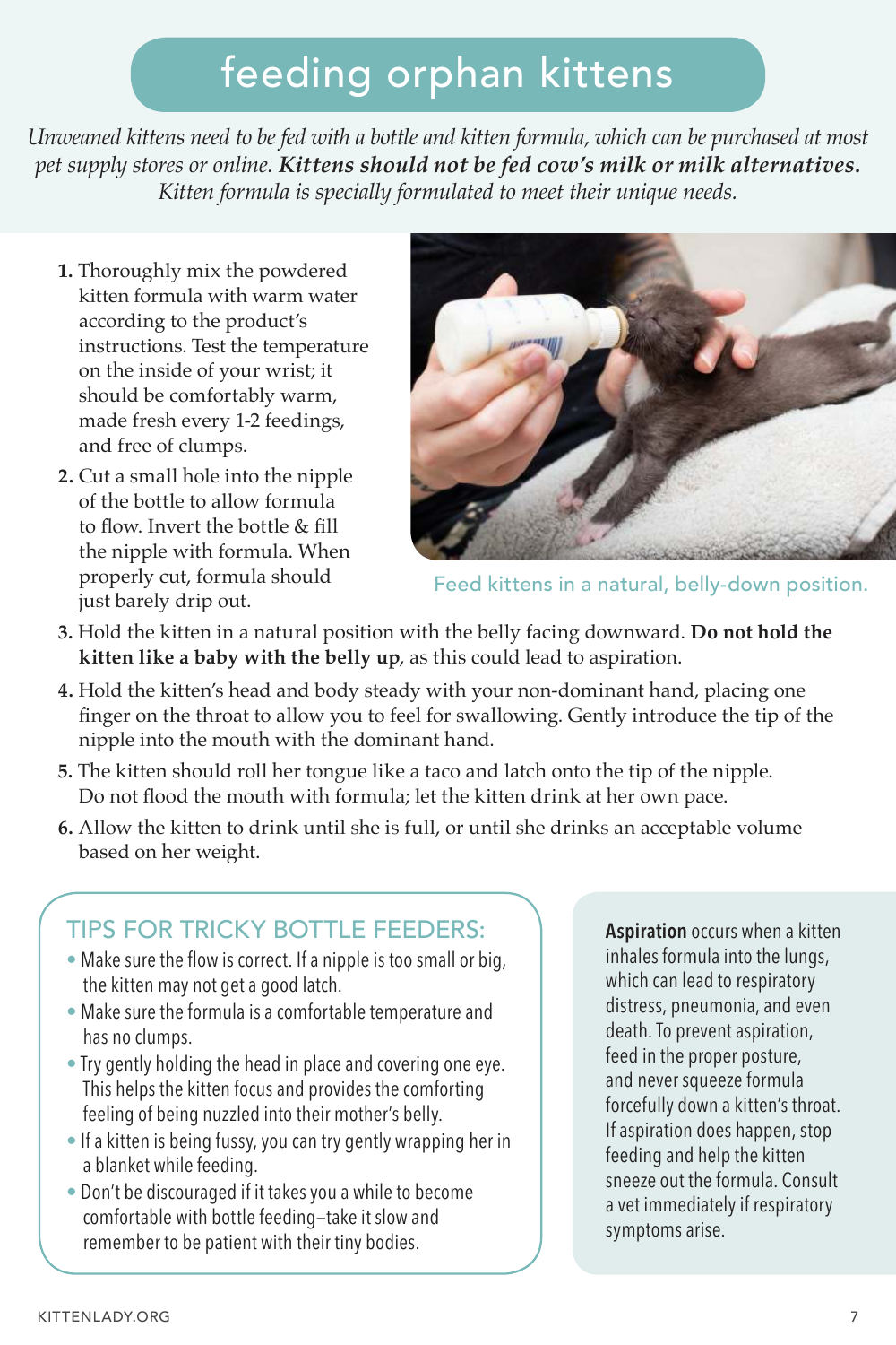# feeding orphan kittens

*Unweaned kittens need to be fed with a bottle and kitten formula, which can be purchased at most pet supply stores or online.* ***Kittens should not be fed cow's milk or milk alternatives.*** *Kitten formula is specially formulated to meet their unique needs.*

1. Thoroughly mix the powdered kitten formula with warm water according to the product's instructions. Test the temperature on the inside of your wrist; it should be comfortably warm, made fresh every 1-2 feedings, and free of clumps.
2. Cut a small hole into the nipple of the bottle to allow formula to flow. Invert the bottle & fill the nipple with formula. When properly cut, formula should just barely drip out.
3. Hold the kitten in a natural position with the belly facing downward. **Do not hold the kitten like a baby with the belly up**, as this could lead to aspiration.
4. Hold the kitten's head and body steady with your non-dominant hand, placing one finger on the throat to allow you to feel for swallowing. Gently introduce the tip of the nipple into the mouth with the dominant hand.
5. The kitten should roll her tongue like a taco and latch onto the tip of the nipple. Do not flood the mouth with formula; let the kitten drink at her own pace.
6. Allow the kitten to drink until she is full, or until she drinks an acceptable volume based on her weight.

Feed kittens in a natural, belly-down position.

## TIPS FOR TRICKY BOTTLE FEEDERS:

- Make sure the flow is correct. If a nipple is too small or big, the kitten may not get a good latch.
- Make sure the formula is a comfortable temperature and has no clumps.
- Try gently holding the head in place and covering one eye. This helps the kitten focus and provides the comforting feeling of being nuzzled into their mother's belly.
- If a kitten is being fussy, you can try gently wrapping her in a blanket while feeding.
- Don't be discouraged if it takes you a while to become comfortable with bottle feeding–take it slow and remember to be patient with their tiny bodies.

**Aspiration** occurs when a kitten inhales formula into the lungs, which can lead to respiratory distress, pneumonia, and even death. To prevent aspiration, feed in the proper posture, and never squeeze formula forcefully down a kitten's throat. If aspiration does happen, stop feeding and help the kitten sneeze out the formula. Consult a vet immediately if respiratory symptoms arise.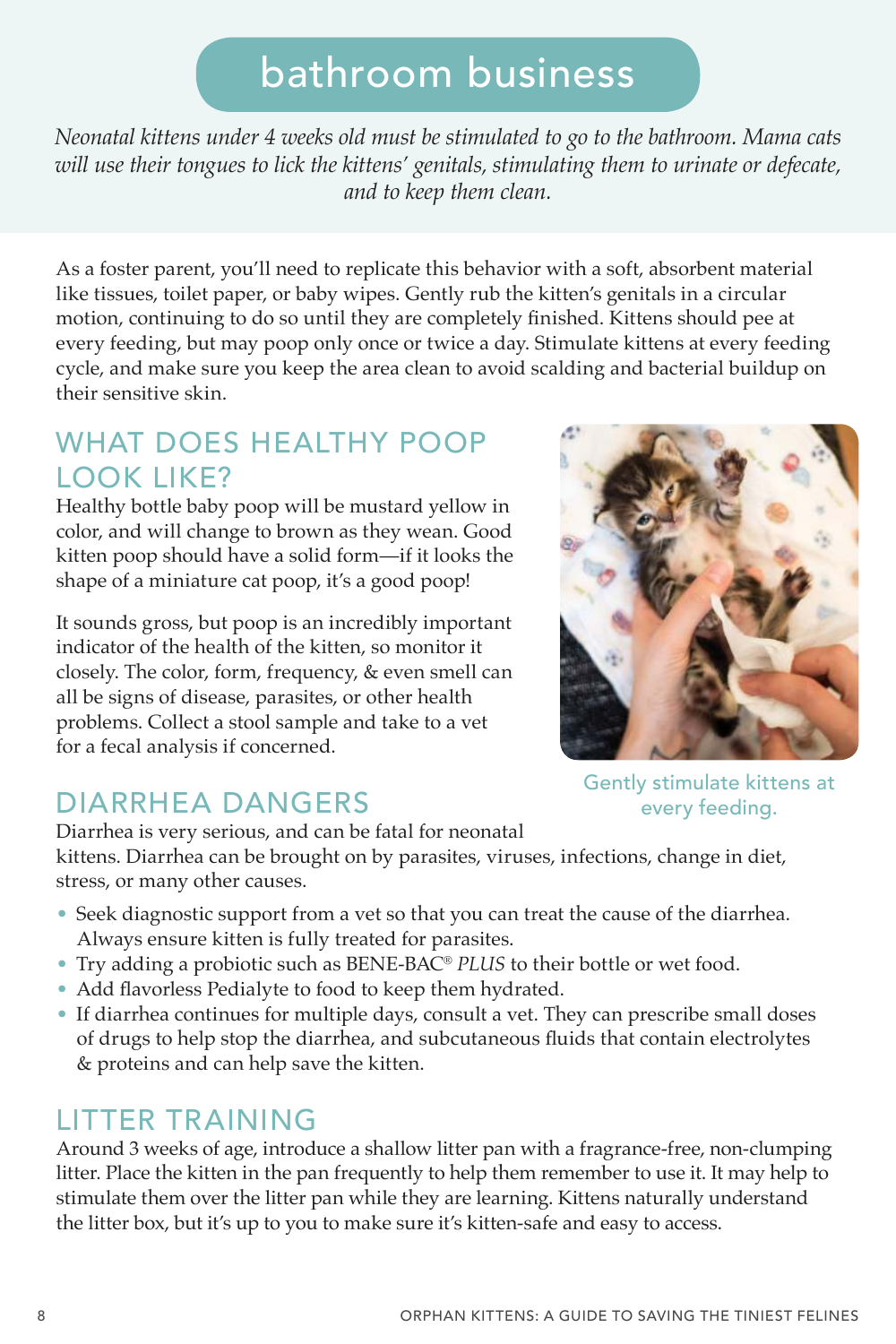# bathroom business

*Neonatal kittens under 4 weeks old must be stimulated to go to the bathroom. Mama cats will use their tongues to lick the kittens' genitals, stimulating them to urinate or defecate, and to keep them clean.*

As a foster parent, you'll need to replicate this behavior with a soft, absorbent material like tissues, toilet paper, or baby wipes. Gently rub the kitten's genitals in a circular motion, continuing to do so until they are completely finished. Kittens should pee at every feeding, but may poop only once or twice a day. Stimulate kittens at every feeding cycle, and make sure you keep the area clean to avoid scalding and bacterial buildup on their sensitive skin.

## WHAT DOES HEALTHY POOP LOOK LIKE?

Healthy bottle baby poop will be mustard yellow in color, and will change to brown as they wean. Good kitten poop should have a solid form—if it looks the shape of a miniature cat poop, it's a good poop!

It sounds gross, but poop is an incredibly important indicator of the health of the kitten, so monitor it closely. The color, form, frequency, & even smell can all be signs of disease, parasites, or other health problems. Collect a stool sample and take to a vet for a fecal analysis if concerned.

Gently stimulate kittens at every feeding.

## DIARRHEA DANGERS

Diarrhea is very serious, and can be fatal for neonatal kittens. Diarrhea can be brought on by parasites, viruses, infections, change in diet, stress, or many other causes.

- Seek diagnostic support from a vet so that you can treat the cause of the diarrhea. Always ensure kitten is fully treated for parasites.
- Try adding a probiotic such as BENE-BAC® *PLUS* to their bottle or wet food.
- Add flavorless Pedialyte to food to keep them hydrated.
- If diarrhea continues for multiple days, consult a vet. They can prescribe small doses of drugs to help stop the diarrhea, and subcutaneous fluids that contain electrolytes & proteins and can help save the kitten.

## LITTER TRAINING

Around 3 weeks of age, introduce a shallow litter pan with a fragrance-free, non-clumping litter. Place the kitten in the pan frequently to help them remember to use it. It may help to stimulate them over the litter pan while they are learning. Kittens naturally understand the litter box, but it's up to you to make sure it's kitten-safe and easy to access.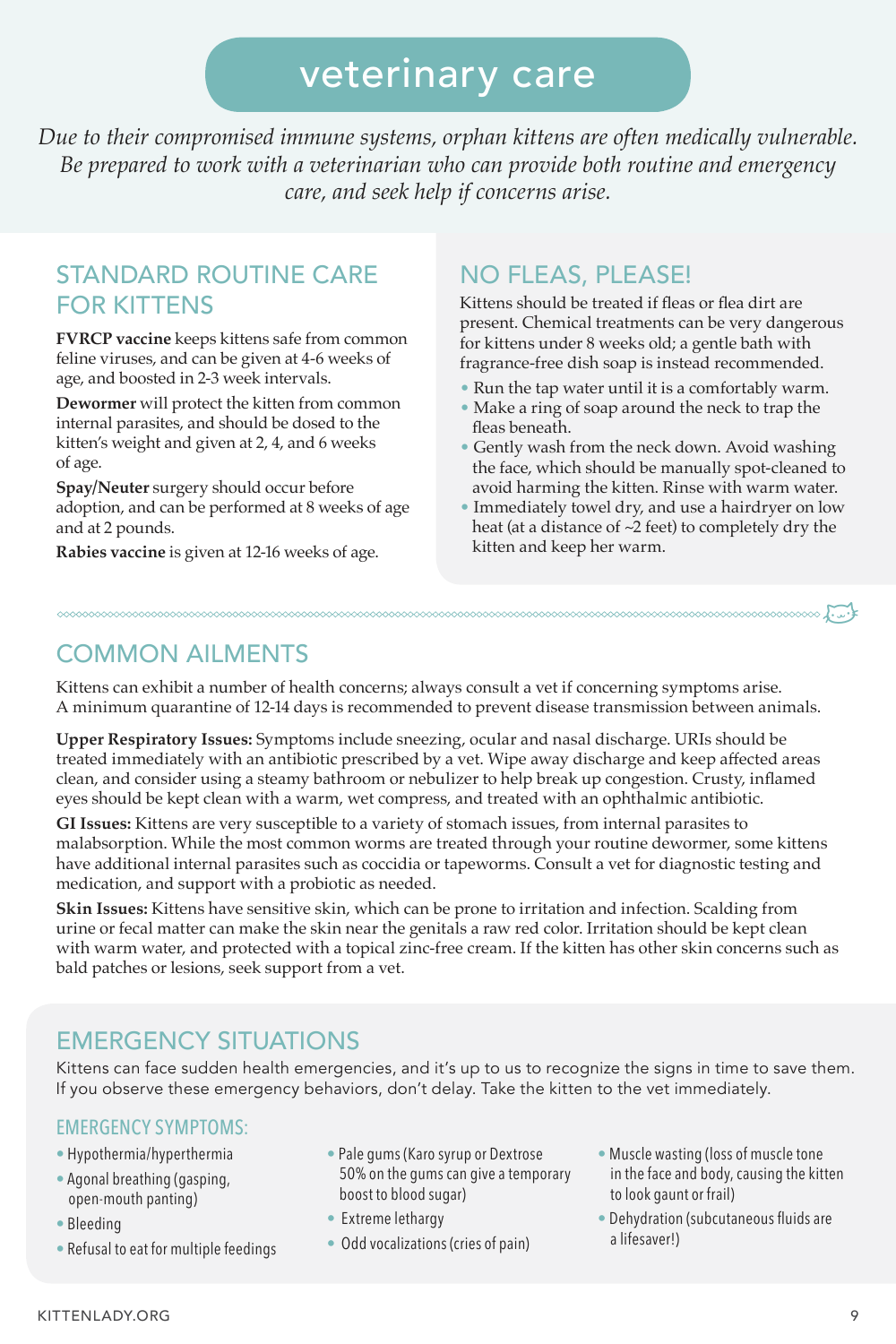# veterinary care

*Due to their compromised immune systems, orphan kittens are often medically vulnerable. Be prepared to work with a veterinarian who can provide both routine and emergency care, and seek help if concerns arise.*

## STANDARD ROUTINE CARE FOR KITTENS

**FVRCP vaccine** keeps kittens safe from common feline viruses, and can be given at 4-6 weeks of age, and boosted in 2-3 week intervals.

**Dewormer** will protect the kitten from common internal parasites, and should be dosed to the kitten's weight and given at 2, 4, and 6 weeks of age.

**Spay/Neuter** surgery should occur before adoption, and can be performed at 8 weeks of age and at 2 pounds.

**Rabies vaccine** is given at 12-16 weeks of age.

## NO FLEAS, PLEASE!

Kittens should be treated if fleas or flea dirt are present. Chemical treatments can be very dangerous for kittens under 8 weeks old; a gentle bath with fragrance-free dish soap is instead recommended.

- Run the tap water until it is a comfortably warm.
- Make a ring of soap around the neck to trap the fleas beneath.
- Gently wash from the neck down. Avoid washing the face, which should be manually spot-cleaned to avoid harming the kitten. Rinse with warm water.
- Immediately towel dry, and use a hairdryer on low heat (at a distance of ~2 feet) to completely dry the kitten and keep her warm.

## COMMON AILMENTS

Kittens can exhibit a number of health concerns; always consult a vet if concerning symptoms arise. A minimum quarantine of 12-14 days is recommended to prevent disease transmission between animals.

**Upper Respiratory Issues:** Symptoms include sneezing, ocular and nasal discharge. URIs should be treated immediately with an antibiotic prescribed by a vet. Wipe away discharge and keep affected areas clean, and consider using a steamy bathroom or nebulizer to help break up congestion. Crusty, inflamed eyes should be kept clean with a warm, wet compress, and treated with an ophthalmic antibiotic.

**GI Issues:** Kittens are very susceptible to a variety of stomach issues, from internal parasites to malabsorption. While the most common worms are treated through your routine dewormer, some kittens have additional internal parasites such as coccidia or tapeworms. Consult a vet for diagnostic testing and medication, and support with a probiotic as needed.

**Skin Issues:** Kittens have sensitive skin, which can be prone to irritation and infection. Scalding from urine or fecal matter can make the skin near the genitals a raw red color. Irritation should be kept clean with warm water, and protected with a topical zinc-free cream. If the kitten has other skin concerns such as bald patches or lesions, seek support from a vet.

## EMERGENCY SITUATIONS

Kittens can face sudden health emergencies, and it's up to us to recognize the signs in time to save them. If you observe these emergency behaviors, don't delay. Take the kitten to the vet immediately.

### EMERGENCY SYMPTOMS:

- Hypothermia/hyperthermia
- Agonal breathing (gasping, open-mouth panting)
- Bleeding
- Refusal to eat for multiple feedings
- Pale gums (Karo syrup or Dextrose 50% on the gums can give a temporary boost to blood sugar)
- Extreme lethargy
- Odd vocalizations (cries of pain)
- Muscle wasting (loss of muscle tone in the face and body, causing the kitten to look gaunt or frail)
- Dehydration (subcutaneous fluids are a lifesaver!)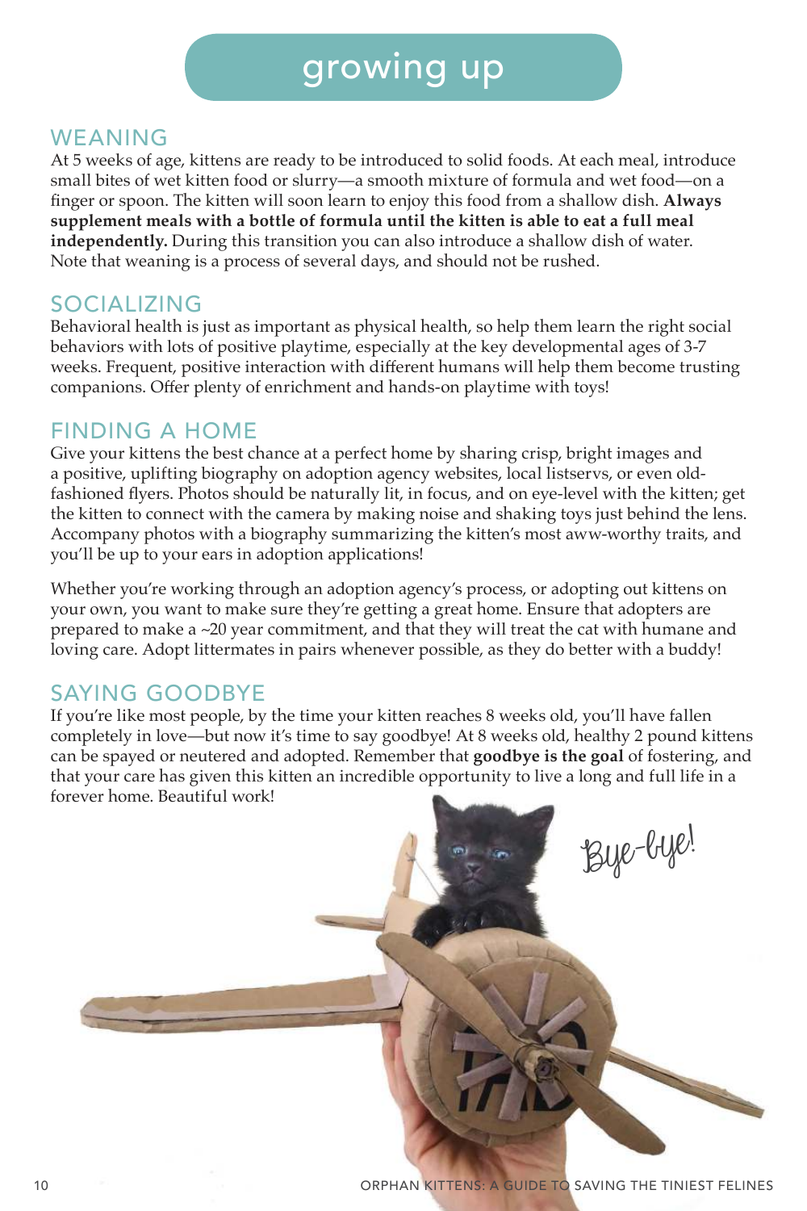# growing up

## WEANING

At 5 weeks of age, kittens are ready to be introduced to solid foods. At each meal, introduce small bites of wet kitten food or slurry—a smooth mixture of formula and wet food—on a finger or spoon. The kitten will soon learn to enjoy this food from a shallow dish. **Always supplement meals with a bottle of formula until the kitten is able to eat a full meal independently.** During this transition you can also introduce a shallow dish of water. Note that weaning is a process of several days, and should not be rushed.

## SOCIALIZING

Behavioral health is just as important as physical health, so help them learn the right social behaviors with lots of positive playtime, especially at the key developmental ages of 3-7 weeks. Frequent, positive interaction with different humans will help them become trusting companions. Offer plenty of enrichment and hands-on playtime with toys!

## FINDING A HOME

Give your kittens the best chance at a perfect home by sharing crisp, bright images and a positive, uplifting biography on adoption agency websites, local listservs, or even old-fashioned flyers. Photos should be naturally lit, in focus, and on eye-level with the kitten; get the kitten to connect with the camera by making noise and shaking toys just behind the lens. Accompany photos with a biography summarizing the kitten's most aww-worthy traits, and you'll be up to your ears in adoption applications!

Whether you're working through an adoption agency's process, or adopting out kittens on your own, you want to make sure they're getting a great home. Ensure that adopters are prepared to make a ~20 year commitment, and that they will treat the cat with humane and loving care. Adopt littermates in pairs whenever possible, as they do better with a buddy!

## SAYING GOODBYE

If you're like most people, by the time your kitten reaches 8 weeks old, you'll have fallen completely in love—but now it's time to say goodbye! At 8 weeks old, healthy 2 pound kittens can be spayed or neutered and adopted. Remember that **goodbye is the goal** of fostering, and that your care has given this kitten an incredible opportunity to live a long and full life in a forever home. Beautiful work!

Bye-bye!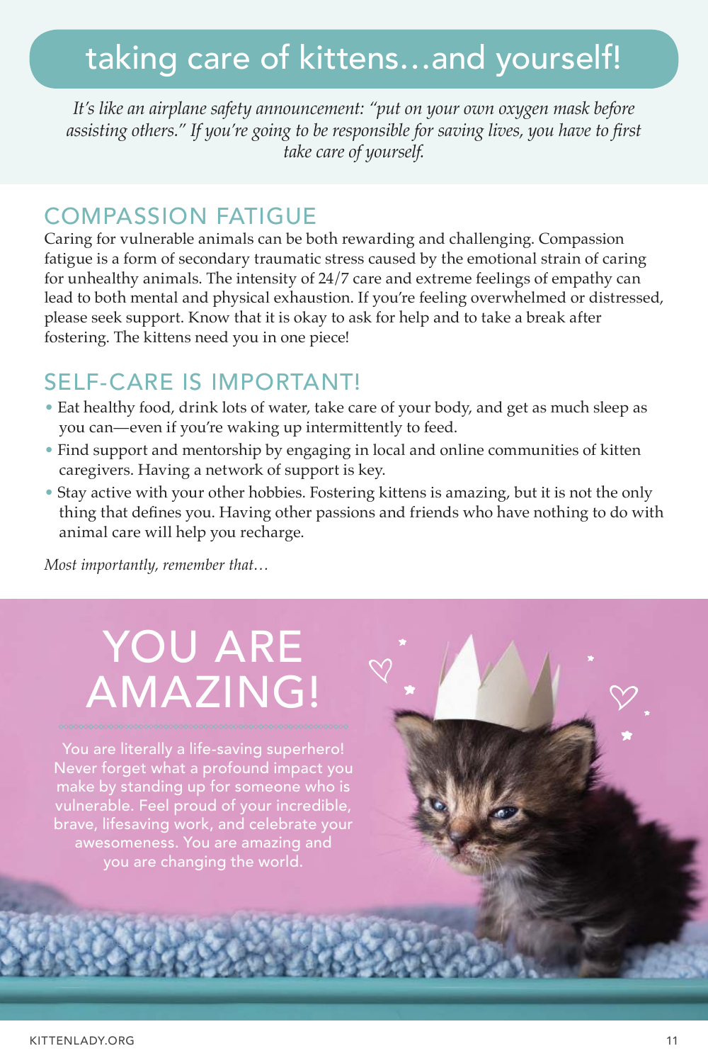# taking care of kittens…and yourself!

*It's like an airplane safety announcement: "put on your own oxygen mask before assisting others." If you're going to be responsible for saving lives, you have to first take care of yourself.*

## COMPASSION FATIGUE

Caring for vulnerable animals can be both rewarding and challenging. Compassion fatigue is a form of secondary traumatic stress caused by the emotional strain of caring for unhealthy animals. The intensity of 24/7 care and extreme feelings of empathy can lead to both mental and physical exhaustion. If you're feeling overwhelmed or distressed, please seek support. Know that it is okay to ask for help and to take a break after fostering. The kittens need you in one piece!

## SELF-CARE IS IMPORTANT!

- Eat healthy food, drink lots of water, take care of your body, and get as much sleep as you can—even if you're waking up intermittently to feed.
- Find support and mentorship by engaging in local and online communities of kitten caregivers. Having a network of support is key.
- Stay active with your other hobbies. Fostering kittens is amazing, but it is not the only thing that defines you. Having other passions and friends who have nothing to do with animal care will help you recharge.

*Most importantly, remember that…*

# YOU ARE AMAZING!

You are literally a life-saving superhero! Never forget what a profound impact you make by standing up for someone who is vulnerable. Feel proud of your incredible, brave, lifesaving work, and celebrate your awesomeness. You are amazing and you are changing the world.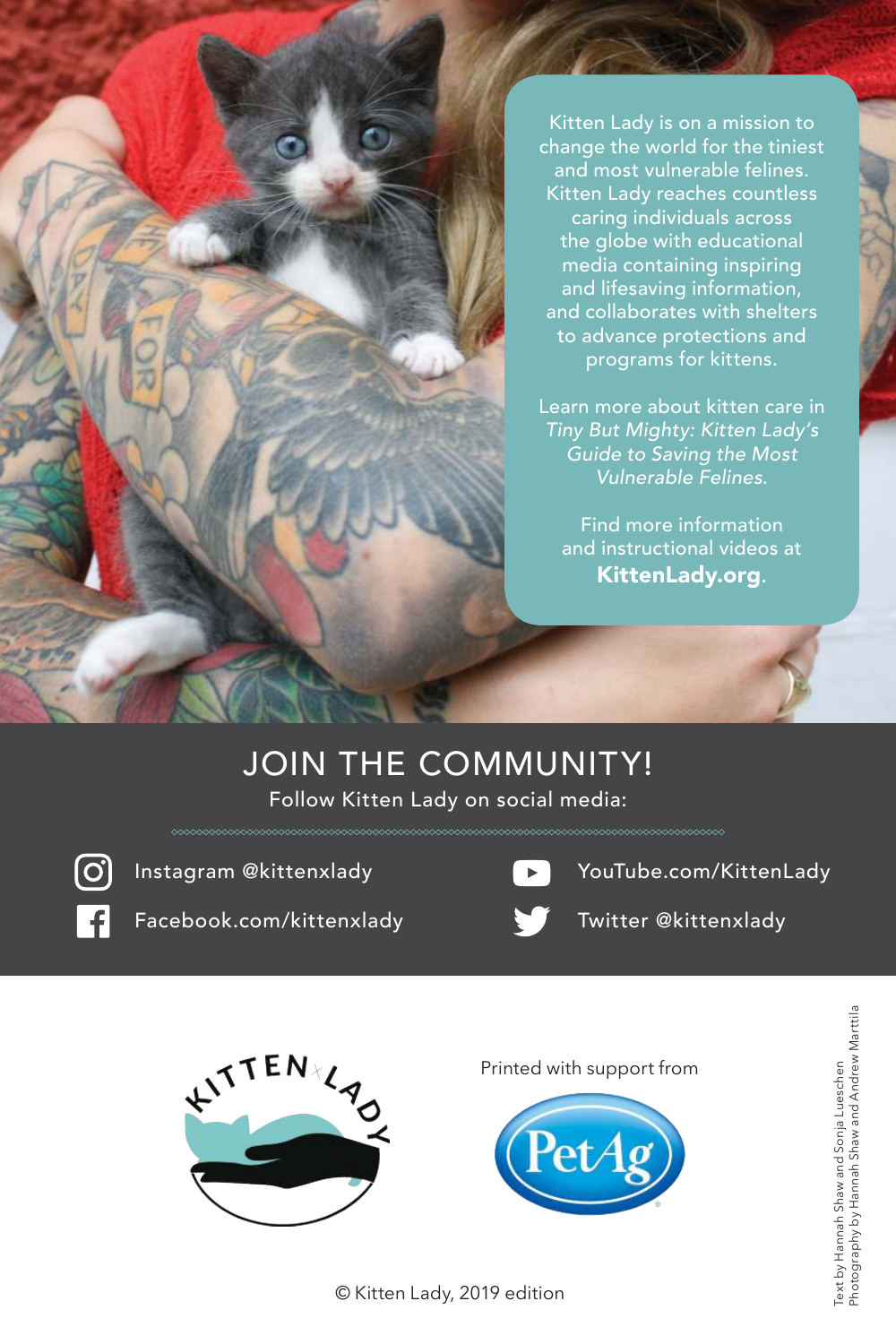Kitten Lady is on a mission to change the world for the tiniest and most vulnerable felines. Kitten Lady reaches countless caring individuals across the globe with educational media containing inspiring and lifesaving information, and collaborates with shelters to advance protections and programs for kittens.

Learn more about kitten care in *Tiny But Mighty: Kitten Lady's Guide to Saving the Most Vulnerable Felines.*

Find more information and instructional videos at **KittenLady.org**.

## JOIN THE COMMUNITY!

Follow Kitten Lady on social media:

- Instagram @kittenxlady
- Facebook.com/kittenxlady
- YouTube.com/KittenLady
- Twitter @kittenxlady

Printed with support from PetAg

© Kitten Lady, 2019 edition

Text by Hannah Shaw and Sonja Lueschen
Photography by Hannah Shaw and Andrew Marttila